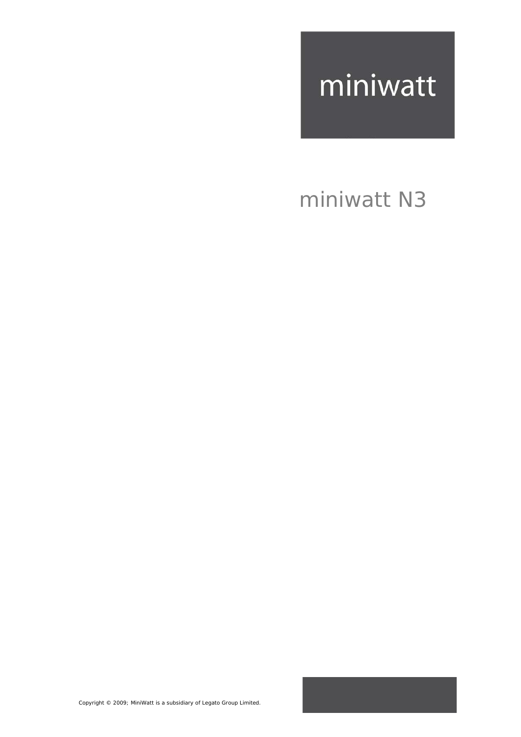miniwatt

# miniwatt N3

Copyright © 2009; MiniWatt is a subsidiary of Legato Group Limited.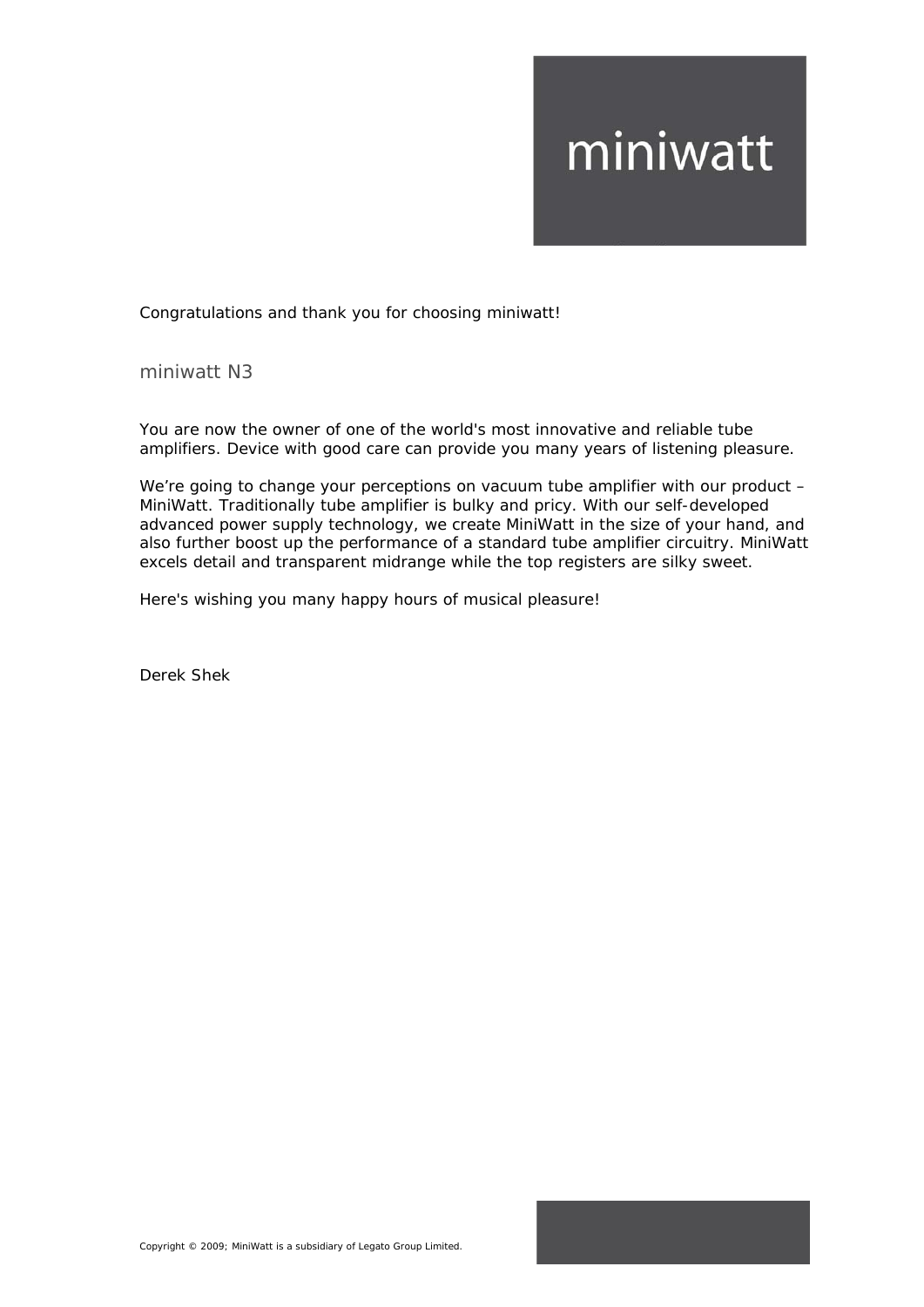miniwatt

Congratulations and thank you for choosing miniwatt!

## miniwatt N3

You are now the owner of one of the world's most innovative and reliable tube amplifiers. Device with good care can provide you many years of listening pleasure.

We're going to change your perceptions on vacuum tube amplifier with our product – MiniWatt. Traditionally tube amplifier is bulky and pricy. With our self-developed advanced power supply technology, we create MiniWatt in the size of your hand, and also further boost up the performance of a standard tube amplifier circuitry. MiniWatt excels detail and transparent midrange while the top registers are silky sweet.

Here's wishing you many happy hours of musical pleasure!

Derek Shek

Copyright © 2009; MiniWatt is a subsidiary of Legato Group Limited.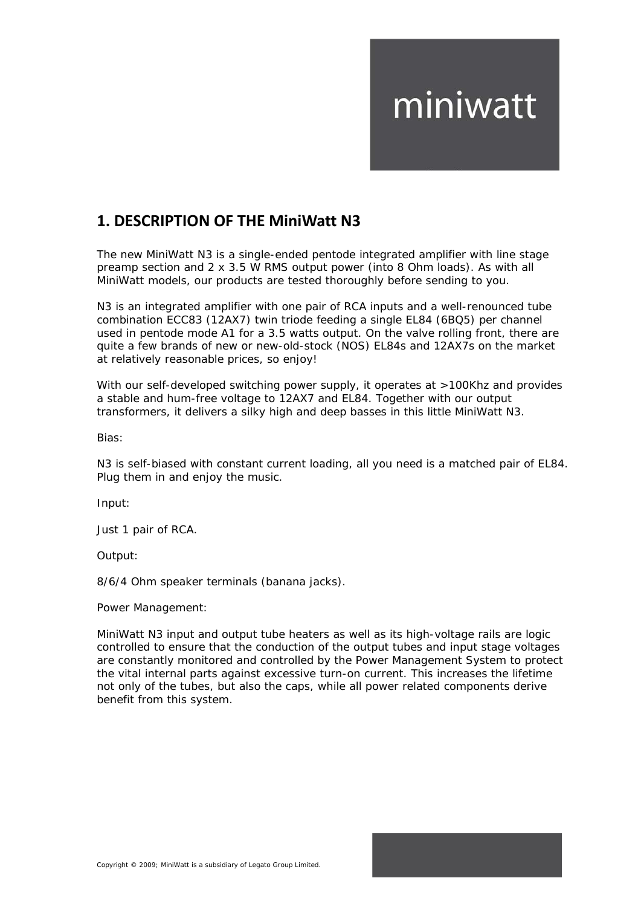miniwatt

## 1. DESCRIPTION OF THE MiniWatt N3

The new MiniWatt N3 is a single-ended pentode integrated amplifier with line stage preamp section and 2 x 3.5 W RMS output power (into 8 Ohm loads). As with all MiniWatt models, our products are tested thoroughly before sending to you.

N3 is an integrated amplifier with one pair of RCA inputs and a well-renounced tube combination ECC83 (12AX7) twin triode feeding a single EL84 (6BQ5) per channel used in pentode mode A1 for a 3.5 watts output. On the valve rolling front, there are quite a few brands of new or new-old-stock (NOS) EL84s and 12AX7s on the market at relatively reasonable prices, so enjoy!

With our self-developed switching power supply, it operates at >100Khz and provides a stable and hum-free voltage to 12AX7 and EL84. Together with our output transformers, it delivers a silky high and deep basses in this little MiniWatt N3.

Bias:

N3 is self-biased with constant current loading, all you need is a matched pair of EL84. Plug them in and enjoy the music.

Input:

Just 1 pair of RCA.

Output:

8/6/4 Ohm speaker terminals (banana jacks).

Power Management:

MiniWatt N3 input and output tube heaters as well as its high-voltage rails are logic controlled to ensure that the conduction of the output tubes and input stage voltages are constantly monitored and controlled by the Power Management System to protect the vital internal parts against excessive turn-on current. This increases the lifetime not only of the tubes, but also the caps, while all power related components derive benefit from this system.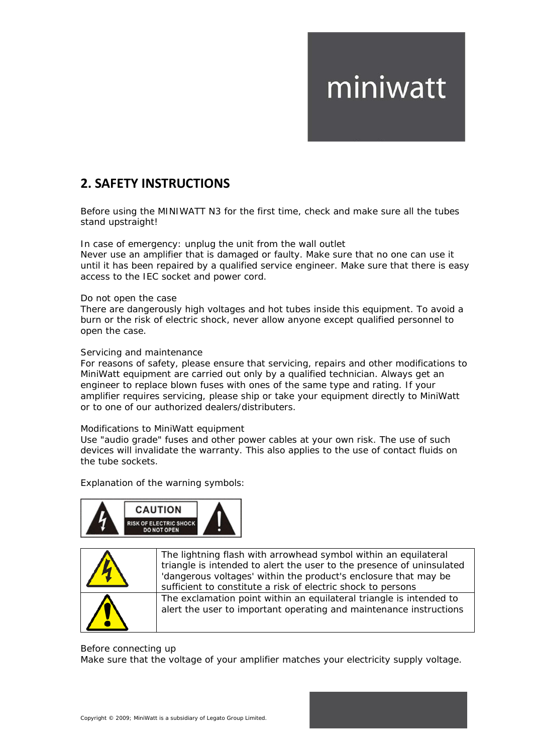## 2. SAFETY INSTRUCTIONS

Before using the MINIWATT N3 for the first time, check and make sure all the tubes stand upstraight!

In case of emergency: unplug the unit from the wall outlet
Never use an amplifier that is damaged or faulty. Make sure that no one can use it until it has been repaired by a qualified service engineer. Make sure that there is easy access to the IEC socket and power cord.

Do not open the case
There are dangerously high voltages and hot tubes inside this equipment. To avoid a burn or the risk of electric shock, never allow anyone except qualified personnel to open the case.

Servicing and maintenance
For reasons of safety, please ensure that servicing, repairs and other modifications to MiniWatt equipment are carried out only by a qualified technician. Always get an engineer to replace blown fuses with ones of the same type and rating. If your amplifier requires servicing, please ship or take your equipment directly to MiniWatt or to one of our authorized dealers/distributers.

Modifications to MiniWatt equipment
Use "audio grade" fuses and other power cables at your own risk. The use of such devices will invalidate the warranty. This also applies to the use of contact fluids on the tube sockets.

Explanation of the warning symbols:

CAUTION
RISK OF ELECTRIC SHOCK
DO NOT OPEN

| | |
|---|---|
| | The lightning flash with arrowhead symbol within an equilateral triangle is intended to alert the user to the presence of uninsulated 'dangerous voltages' within the product's enclosure that may be sufficient to constitute a risk of electric shock to persons |
| | The exclamation point within an equilateral triangle is intended to alert the user to important operating and maintenance instructions |

Before connecting up
Make sure that the voltage of your amplifier matches your electricity supply voltage.

Copyright © 2009; MiniWatt is a subsidiary of Legato Group Limited.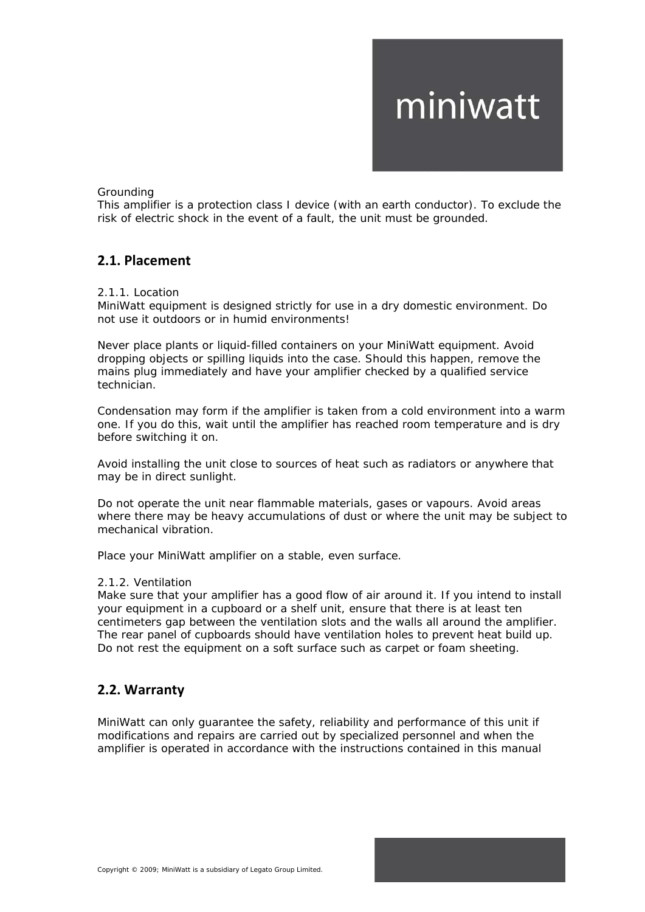Grounding

This amplifier is a protection class I device (with an earth conductor). To exclude the risk of electric shock in the event of a fault, the unit must be grounded.

## 2.1. Placement

2.1.1. Location

MiniWatt equipment is designed strictly for use in a dry domestic environment. Do not use it outdoors or in humid environments!

Never place plants or liquid-filled containers on your MiniWatt equipment. Avoid dropping objects or spilling liquids into the case. Should this happen, remove the mains plug immediately and have your amplifier checked by a qualified service technician.

Condensation may form if the amplifier is taken from a cold environment into a warm one. If you do this, wait until the amplifier has reached room temperature and is dry before switching it on.

Avoid installing the unit close to sources of heat such as radiators or anywhere that may be in direct sunlight.

Do not operate the unit near flammable materials, gases or vapours. Avoid areas where there may be heavy accumulations of dust or where the unit may be subject to mechanical vibration.

Place your MiniWatt amplifier on a stable, even surface.

2.1.2. Ventilation

Make sure that your amplifier has a good flow of air around it. If you intend to install your equipment in a cupboard or a shelf unit, ensure that there is at least ten centimeters gap between the ventilation slots and the walls all around the amplifier. The rear panel of cupboards should have ventilation holes to prevent heat build up. Do not rest the equipment on a soft surface such as carpet or foam sheeting.

## 2.2. Warranty

MiniWatt can only guarantee the safety, reliability and performance of this unit if modifications and repairs are carried out by specialized personnel and when the amplifier is operated in accordance with the instructions contained in this manual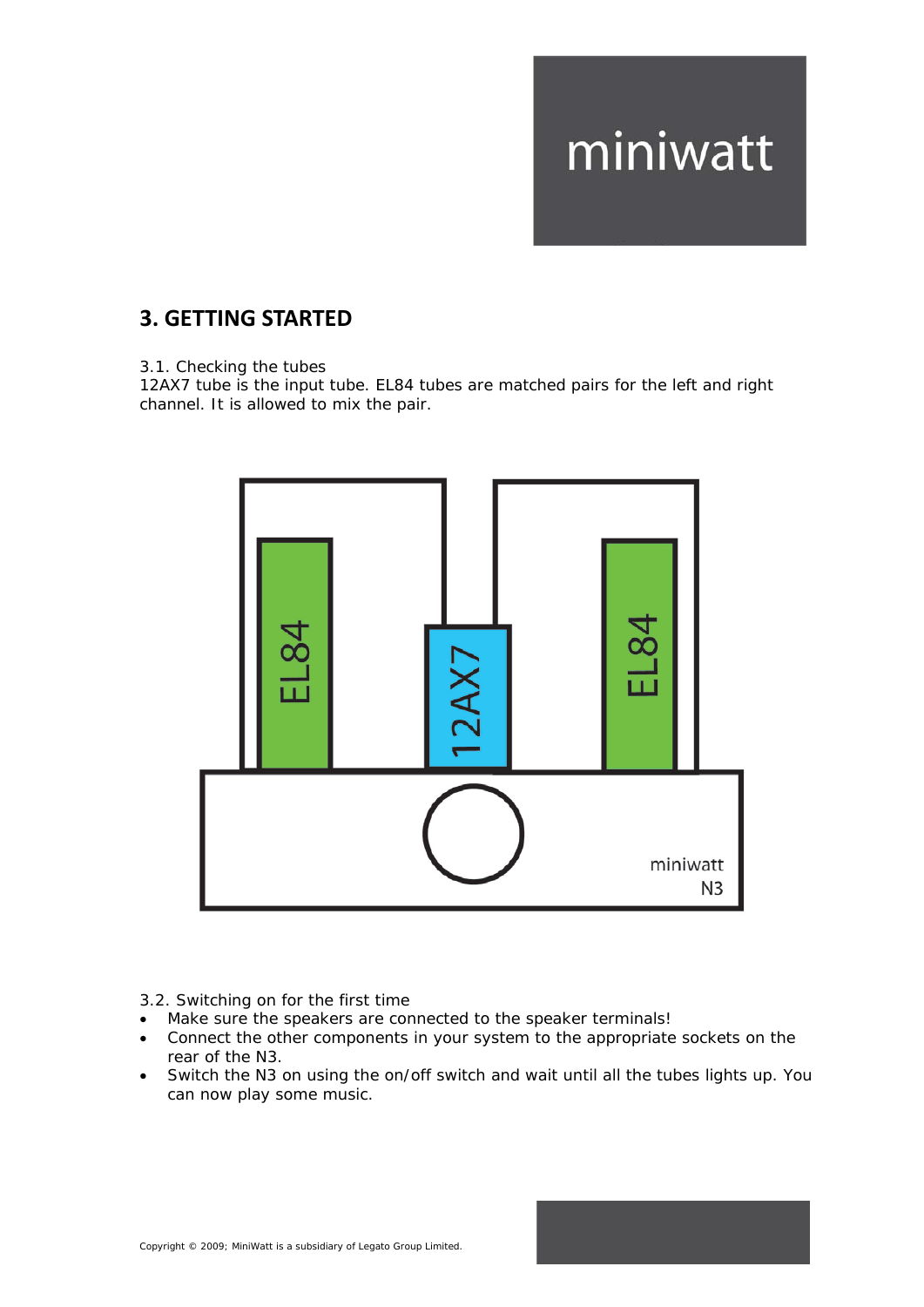# 3. GETTING STARTED

3.1. Checking the tubes
12AX7 tube is the input tube. EL84 tubes are matched pairs for the left and right channel. It is allowed to mix the pair.

3.2. Switching on for the first time

- Make sure the speakers are connected to the speaker terminals!
- Connect the other components in your system to the appropriate sockets on the rear of the N3.
- Switch the N3 on using the on/off switch and wait until all the tubes lights up. You can now play some music.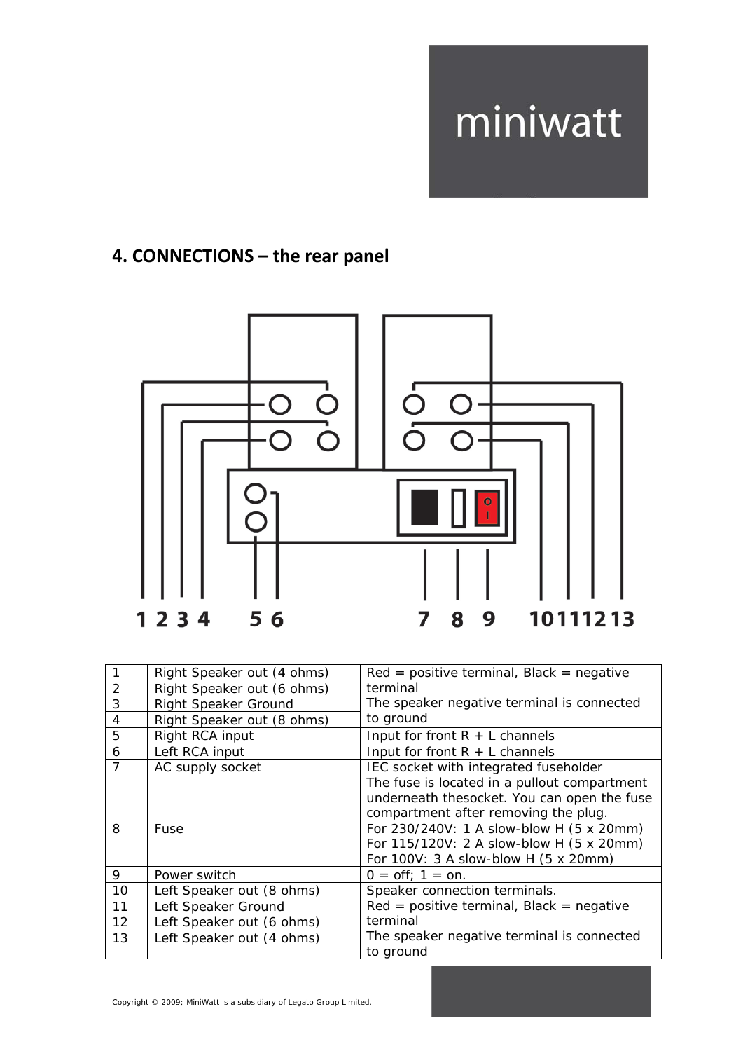## 4. CONNECTIONS – the rear panel

| | | |
|---|---|---|
| 1 | Right Speaker out (4 ohms) | Red = positive terminal, Black = negative terminal<br>The speaker negative terminal is connected to ground |
| 2 | Right Speaker out (6 ohms) | |
| 3 | Right Speaker Ground | |
| 4 | Right Speaker out (8 ohms) | |
| 5 | Right RCA input | Input for front R + L channels |
| 6 | Left RCA input | Input for front R + L channels |
| 7 | AC supply socket | IEC socket with integrated fuseholder<br>The fuse is located in a pullout compartment underneath thesocket. You can open the fuse compartment after removing the plug. |
| 8 | Fuse | For 230/240V: 1 A slow-blow H (5 x 20mm)<br>For 115/120V: 2 A slow-blow H (5 x 20mm)<br>For 100V: 3 A slow-blow H (5 x 20mm) |
| 9 | Power switch | 0 = off; 1 = on. |
| 10 | Left Speaker out (8 ohms) | Speaker connection terminals.<br>Red = positive terminal, Black = negative terminal<br>The speaker negative terminal is connected to ground |
| 11 | Left Speaker Ground | |
| 12 | Left Speaker out (6 ohms) | |
| 13 | Left Speaker out (4 ohms) | |

Copyright © 2009; MiniWatt is a subsidiary of Legato Group Limited.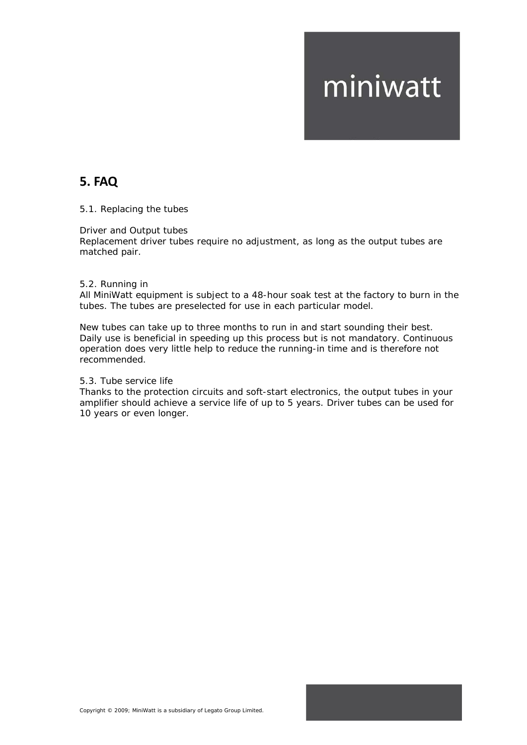## 5. FAQ

5.1. Replacing the tubes

Driver and Output tubes
Replacement driver tubes require no adjustment, as long as the output tubes are matched pair.

5.2. Running in
All MiniWatt equipment is subject to a 48-hour soak test at the factory to burn in the tubes. The tubes are preselected for use in each particular model.

New tubes can take up to three months to run in and start sounding their best. Daily use is beneficial in speeding up this process but is not mandatory. Continuous operation does very little help to reduce the running-in time and is therefore not recommended.

5.3. Tube service life
Thanks to the protection circuits and soft-start electronics, the output tubes in your amplifier should achieve a service life of up to 5 years. Driver tubes can be used for 10 years or even longer.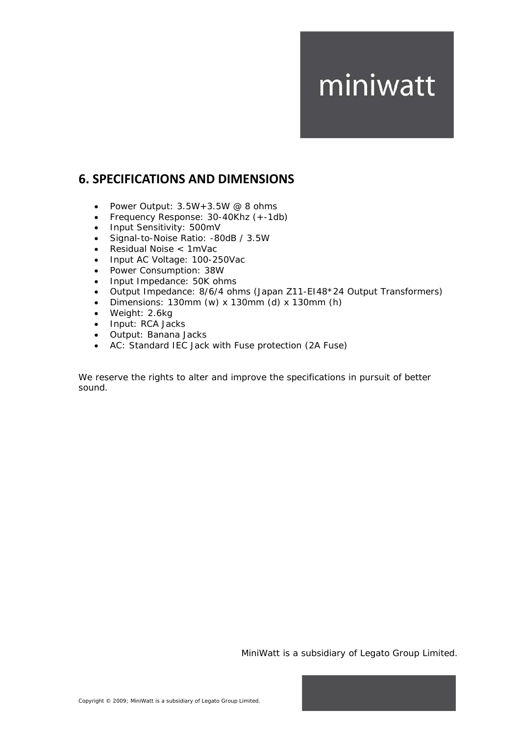miniwatt

## 6. SPECIFICATIONS AND DIMENSIONS

- Power Output: 3.5W+3.5W @ 8 ohms
- Frequency Response: 30-40Khz (+-1db)
- Input Sensitivity: 500mV
- Signal-to-Noise Ratio: -80dB / 3.5W
- Residual Noise < 1mVac
- Input AC Voltage: 100-250Vac
- Power Consumption: 38W
- Input Impedance: 50K ohms
- Output Impedance: 8/6/4 ohms (Japan Z11-EI48*24 Output Transformers)
- Dimensions: 130mm (w) x 130mm (d) x 130mm (h)
- Weight: 2.6kg
- Input: RCA Jacks
- Output: Banana Jacks
- AC: Standard IEC Jack with Fuse protection (2A Fuse)

We reserve the rights to alter and improve the specifications in pursuit of better sound.

MiniWatt is a subsidiary of Legato Group Limited.